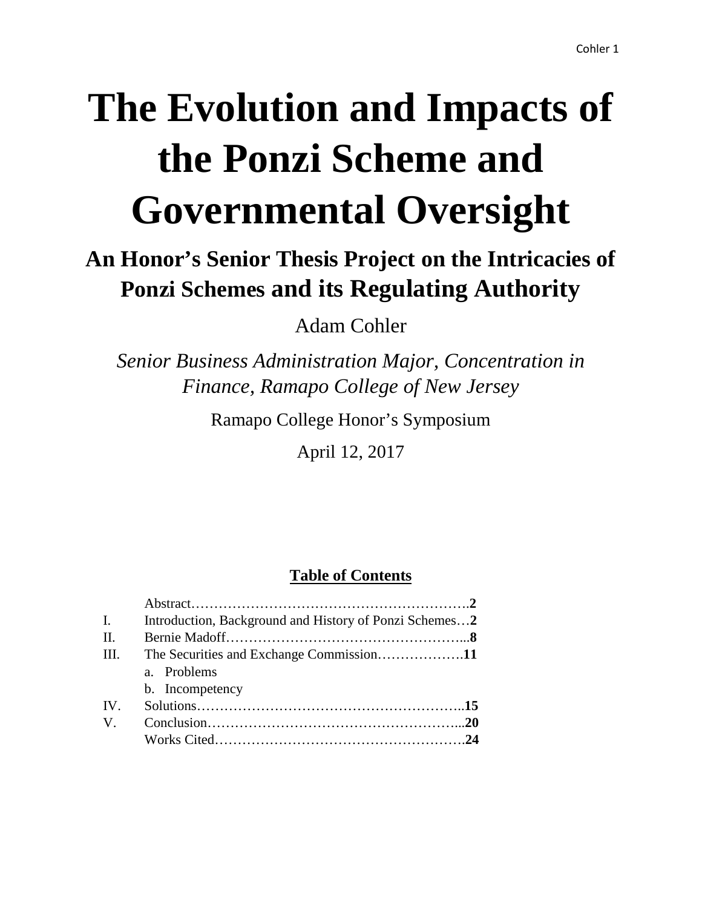# The Evolution and Impacts of the Ponzi Scheme and Governmental Oversight

## An Honor's Senior Thesis Project on the Intricacies of Ponzi Schemes and its Regulating Authority

Adam Cohler

*Senior Business Administration Major, Concentration in Finance, Ramapo College of New Jersey*

Ramapo College Honor's Symposium

April 12, 2017

**Table of Contents**

| | | |
|---|---|---|
| | Abstract | **2** |
| I. | Introduction, Background and History of Ponzi Schemes | **2** |
| II. | Bernie Madoff | **8** |
| III. | The Securities and Exchange Commission | **11** |
| | a. Problems | |
| | b. Incompetency | |
| IV. | Solutions | **15** |
| V. | Conclusion | **20** |
| | Works Cited | **24** |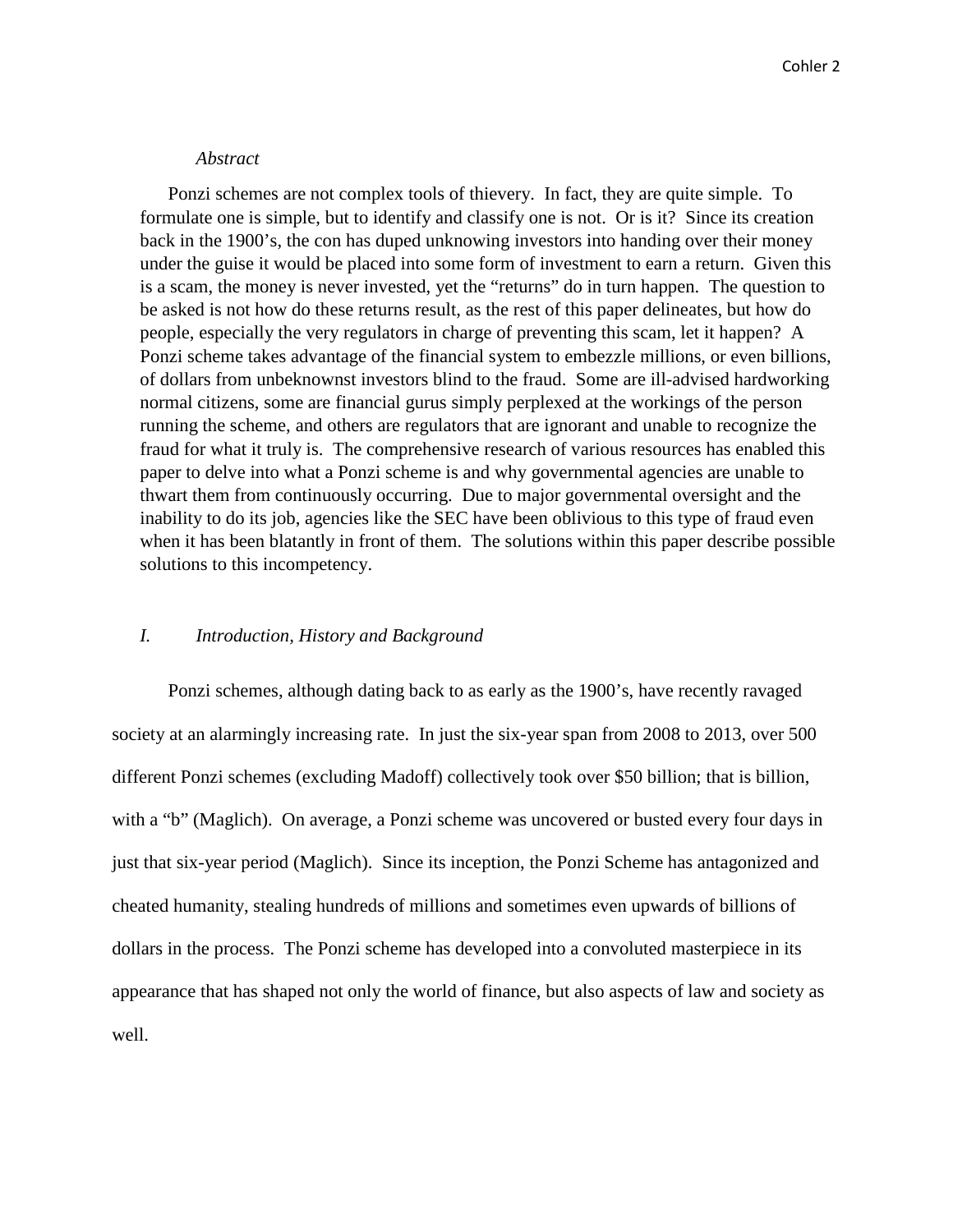*Abstract*

Ponzi schemes are not complex tools of thievery. In fact, they are quite simple. To formulate one is simple, but to identify and classify one is not. Or is it? Since its creation back in the 1900's, the con has duped unknowing investors into handing over their money under the guise it would be placed into some form of investment to earn a return. Given this is a scam, the money is never invested, yet the "returns" do in turn happen. The question to be asked is not how do these returns result, as the rest of this paper delineates, but how do people, especially the very regulators in charge of preventing this scam, let it happen? A Ponzi scheme takes advantage of the financial system to embezzle millions, or even billions, of dollars from unbeknownst investors blind to the fraud. Some are ill-advised hardworking normal citizens, some are financial gurus simply perplexed at the workings of the person running the scheme, and others are regulators that are ignorant and unable to recognize the fraud for what it truly is. The comprehensive research of various resources has enabled this paper to delve into what a Ponzi scheme is and why governmental agencies are unable to thwart them from continuously occurring. Due to major governmental oversight and the inability to do its job, agencies like the SEC have been oblivious to this type of fraud even when it has been blatantly in front of them. The solutions within this paper describe possible solutions to this incompetency.

## *I. Introduction, History and Background*

Ponzi schemes, although dating back to as early as the 1900's, have recently ravaged society at an alarmingly increasing rate. In just the six-year span from 2008 to 2013, over 500 different Ponzi schemes (excluding Madoff) collectively took over $50 billion; that is billion, with a "b" (Maglich). On average, a Ponzi scheme was uncovered or busted every four days in just that six-year period (Maglich). Since its inception, the Ponzi Scheme has antagonized and cheated humanity, stealing hundreds of millions and sometimes even upwards of billions of dollars in the process. The Ponzi scheme has developed into a convoluted masterpiece in its appearance that has shaped not only the world of finance, but also aspects of law and society as well.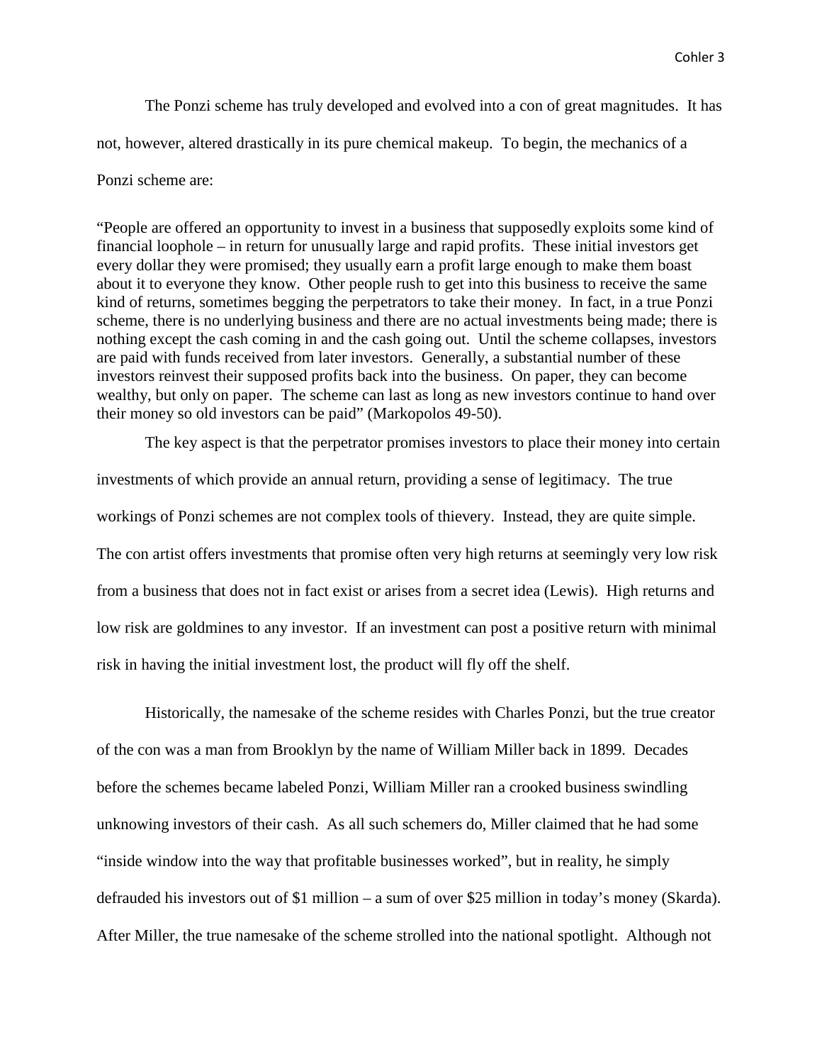The Ponzi scheme has truly developed and evolved into a con of great magnitudes. It has not, however, altered drastically in its pure chemical makeup. To begin, the mechanics of a Ponzi scheme are:

> "People are offered an opportunity to invest in a business that supposedly exploits some kind of financial loophole – in return for unusually large and rapid profits. These initial investors get every dollar they were promised; they usually earn a profit large enough to make them boast about it to everyone they know. Other people rush to get into this business to receive the same kind of returns, sometimes begging the perpetrators to take their money. In fact, in a true Ponzi scheme, there is no underlying business and there are no actual investments being made; there is nothing except the cash coming in and the cash going out. Until the scheme collapses, investors are paid with funds received from later investors. Generally, a substantial number of these investors reinvest their supposed profits back into the business. On paper, they can become wealthy, but only on paper. The scheme can last as long as new investors continue to hand over their money so old investors can be paid" (Markopolos 49-50).

The key aspect is that the perpetrator promises investors to place their money into certain investments of which provide an annual return, providing a sense of legitimacy. The true workings of Ponzi schemes are not complex tools of thievery. Instead, they are quite simple. The con artist offers investments that promise often very high returns at seemingly very low risk from a business that does not in fact exist or arises from a secret idea (Lewis). High returns and low risk are goldmines to any investor. If an investment can post a positive return with minimal risk in having the initial investment lost, the product will fly off the shelf.

Historically, the namesake of the scheme resides with Charles Ponzi, but the true creator of the con was a man from Brooklyn by the name of William Miller back in 1899. Decades before the schemes became labeled Ponzi, William Miller ran a crooked business swindling unknowing investors of their cash. As all such schemers do, Miller claimed that he had some "inside window into the way that profitable businesses worked", but in reality, he simply defrauded his investors out of $1 million – a sum of over $25 million in today's money (Skarda). After Miller, the true namesake of the scheme strolled into the national spotlight. Although not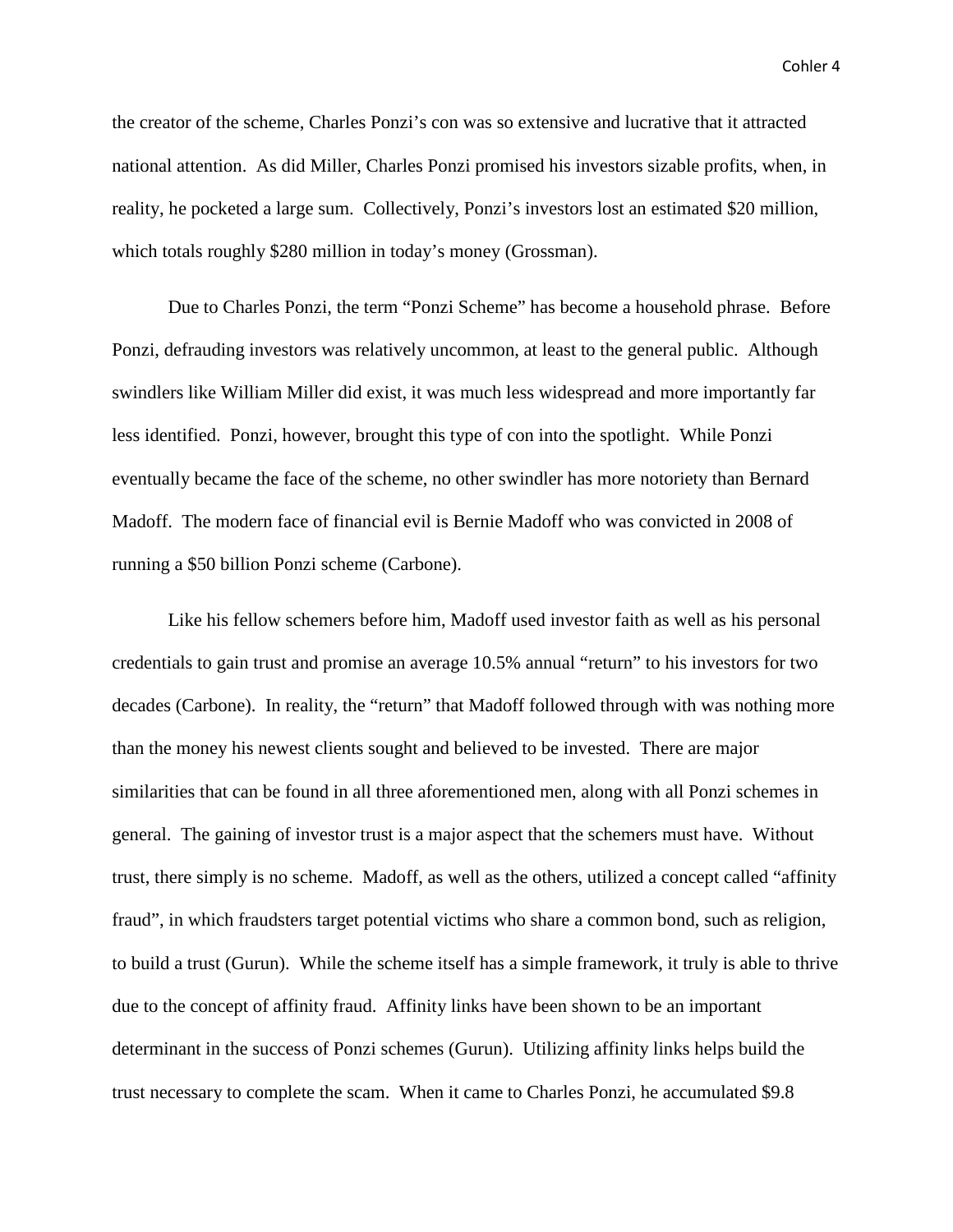the creator of the scheme, Charles Ponzi's con was so extensive and lucrative that it attracted national attention. As did Miller, Charles Ponzi promised his investors sizable profits, when, in reality, he pocketed a large sum. Collectively, Ponzi's investors lost an estimated $20 million, which totals roughly $280 million in today's money (Grossman).

Due to Charles Ponzi, the term "Ponzi Scheme" has become a household phrase. Before Ponzi, defrauding investors was relatively uncommon, at least to the general public. Although swindlers like William Miller did exist, it was much less widespread and more importantly far less identified. Ponzi, however, brought this type of con into the spotlight. While Ponzi eventually became the face of the scheme, no other swindler has more notoriety than Bernard Madoff. The modern face of financial evil is Bernie Madoff who was convicted in 2008 of running a $50 billion Ponzi scheme (Carbone).

Like his fellow schemers before him, Madoff used investor faith as well as his personal credentials to gain trust and promise an average 10.5% annual "return" to his investors for two decades (Carbone). In reality, the "return" that Madoff followed through with was nothing more than the money his newest clients sought and believed to be invested. There are major similarities that can be found in all three aforementioned men, along with all Ponzi schemes in general. The gaining of investor trust is a major aspect that the schemers must have. Without trust, there simply is no scheme. Madoff, as well as the others, utilized a concept called "affinity fraud", in which fraudsters target potential victims who share a common bond, such as religion, to build a trust (Gurun). While the scheme itself has a simple framework, it truly is able to thrive due to the concept of affinity fraud. Affinity links have been shown to be an important determinant in the success of Ponzi schemes (Gurun). Utilizing affinity links helps build the trust necessary to complete the scam. When it came to Charles Ponzi, he accumulated $9.8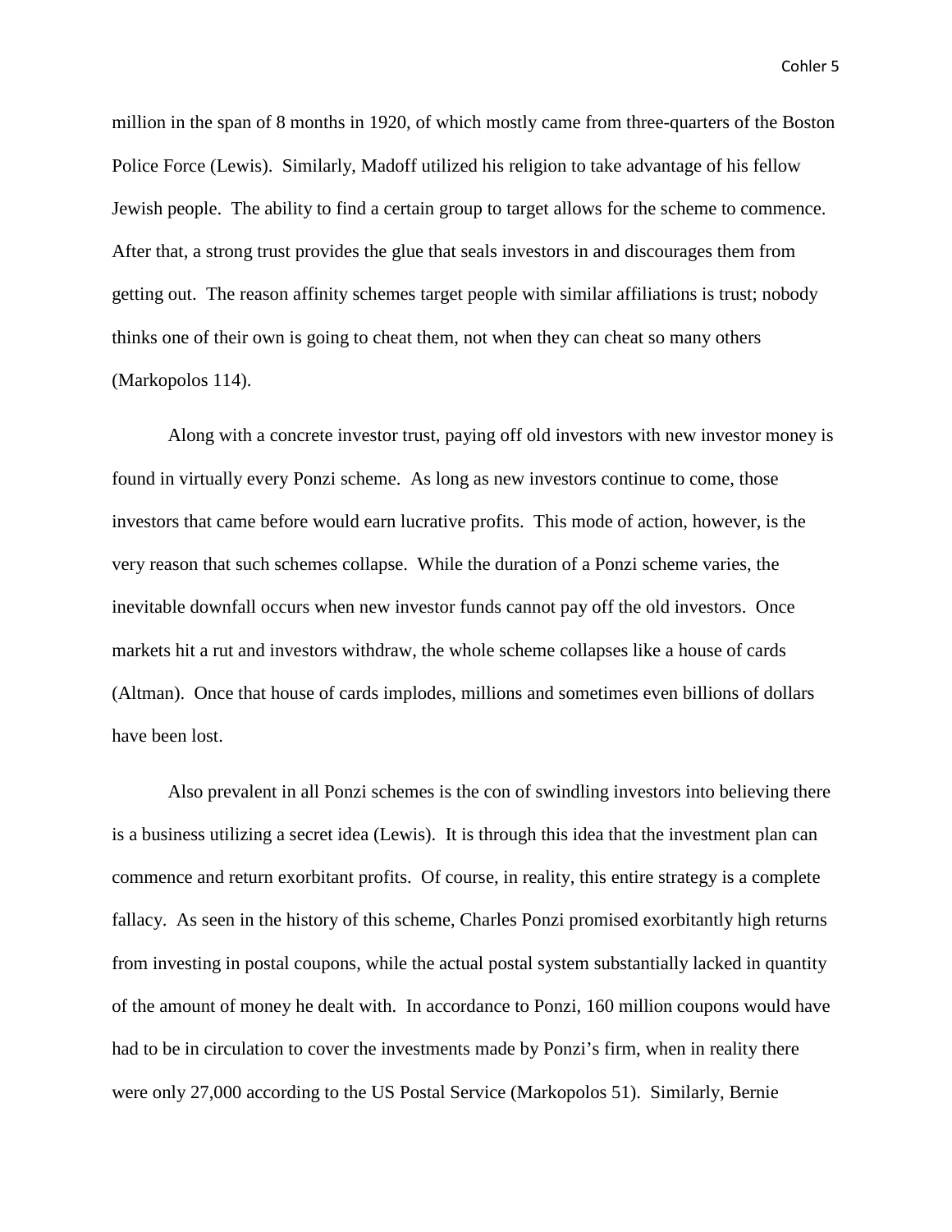million in the span of 8 months in 1920, of which mostly came from three-quarters of the Boston Police Force (Lewis). Similarly, Madoff utilized his religion to take advantage of his fellow Jewish people. The ability to find a certain group to target allows for the scheme to commence. After that, a strong trust provides the glue that seals investors in and discourages them from getting out. The reason affinity schemes target people with similar affiliations is trust; nobody thinks one of their own is going to cheat them, not when they can cheat so many others (Markopolos 114).

Along with a concrete investor trust, paying off old investors with new investor money is found in virtually every Ponzi scheme. As long as new investors continue to come, those investors that came before would earn lucrative profits. This mode of action, however, is the very reason that such schemes collapse. While the duration of a Ponzi scheme varies, the inevitable downfall occurs when new investor funds cannot pay off the old investors. Once markets hit a rut and investors withdraw, the whole scheme collapses like a house of cards (Altman). Once that house of cards implodes, millions and sometimes even billions of dollars have been lost.

Also prevalent in all Ponzi schemes is the con of swindling investors into believing there is a business utilizing a secret idea (Lewis). It is through this idea that the investment plan can commence and return exorbitant profits. Of course, in reality, this entire strategy is a complete fallacy. As seen in the history of this scheme, Charles Ponzi promised exorbitantly high returns from investing in postal coupons, while the actual postal system substantially lacked in quantity of the amount of money he dealt with. In accordance to Ponzi, 160 million coupons would have had to be in circulation to cover the investments made by Ponzi's firm, when in reality there were only 27,000 according to the US Postal Service (Markopolos 51). Similarly, Bernie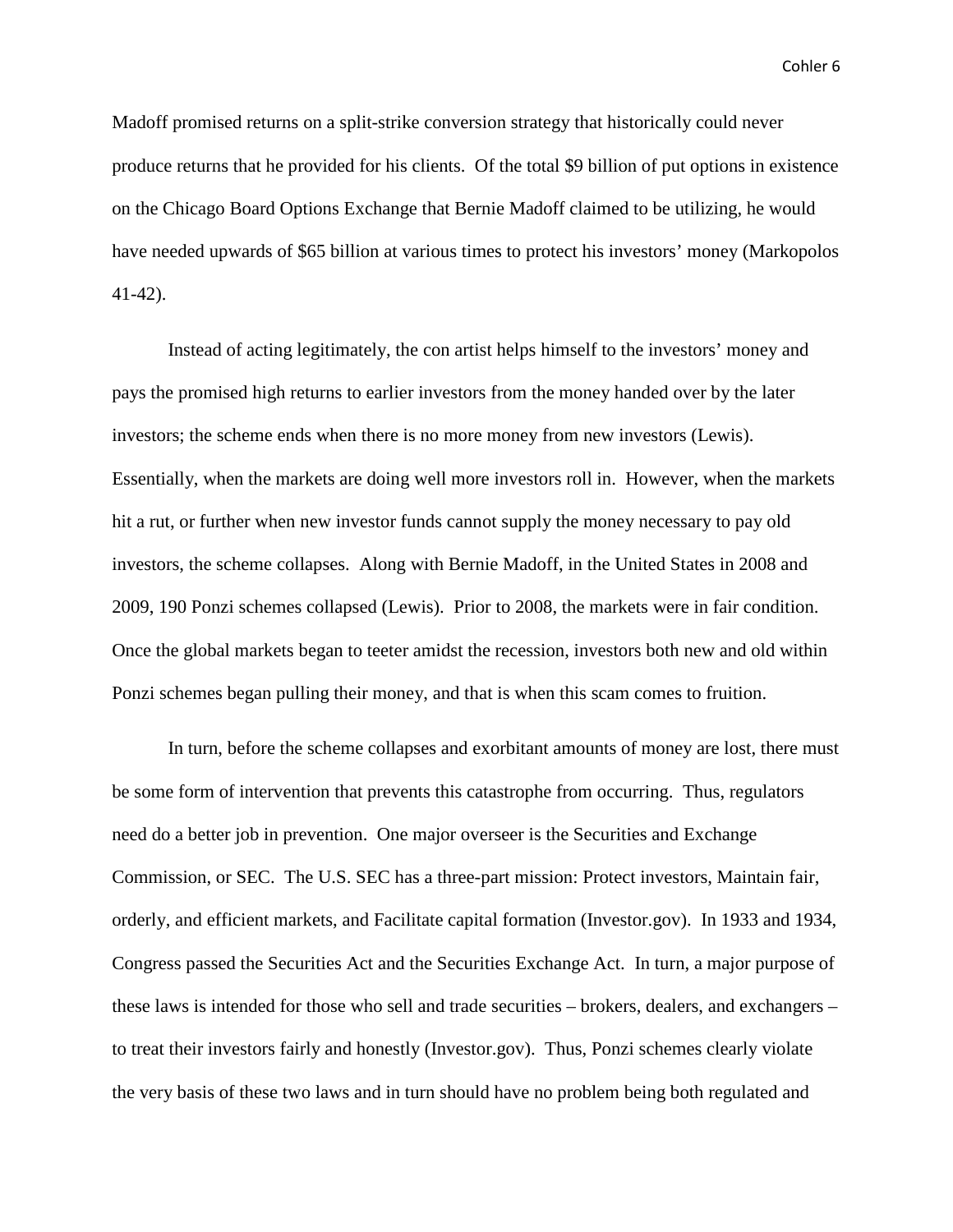Madoff promised returns on a split-strike conversion strategy that historically could never produce returns that he provided for his clients. Of the total $9 billion of put options in existence on the Chicago Board Options Exchange that Bernie Madoff claimed to be utilizing, he would have needed upwards of $65 billion at various times to protect his investors' money (Markopolos 41-42).

Instead of acting legitimately, the con artist helps himself to the investors' money and pays the promised high returns to earlier investors from the money handed over by the later investors; the scheme ends when there is no more money from new investors (Lewis). Essentially, when the markets are doing well more investors roll in. However, when the markets hit a rut, or further when new investor funds cannot supply the money necessary to pay old investors, the scheme collapses. Along with Bernie Madoff, in the United States in 2008 and 2009, 190 Ponzi schemes collapsed (Lewis). Prior to 2008, the markets were in fair condition. Once the global markets began to teeter amidst the recession, investors both new and old within Ponzi schemes began pulling their money, and that is when this scam comes to fruition.

In turn, before the scheme collapses and exorbitant amounts of money are lost, there must be some form of intervention that prevents this catastrophe from occurring. Thus, regulators need do a better job in prevention. One major overseer is the Securities and Exchange Commission, or SEC. The U.S. SEC has a three-part mission: Protect investors, Maintain fair, orderly, and efficient markets, and Facilitate capital formation (Investor.gov). In 1933 and 1934, Congress passed the Securities Act and the Securities Exchange Act. In turn, a major purpose of these laws is intended for those who sell and trade securities – brokers, dealers, and exchangers – to treat their investors fairly and honestly (Investor.gov). Thus, Ponzi schemes clearly violate the very basis of these two laws and in turn should have no problem being both regulated and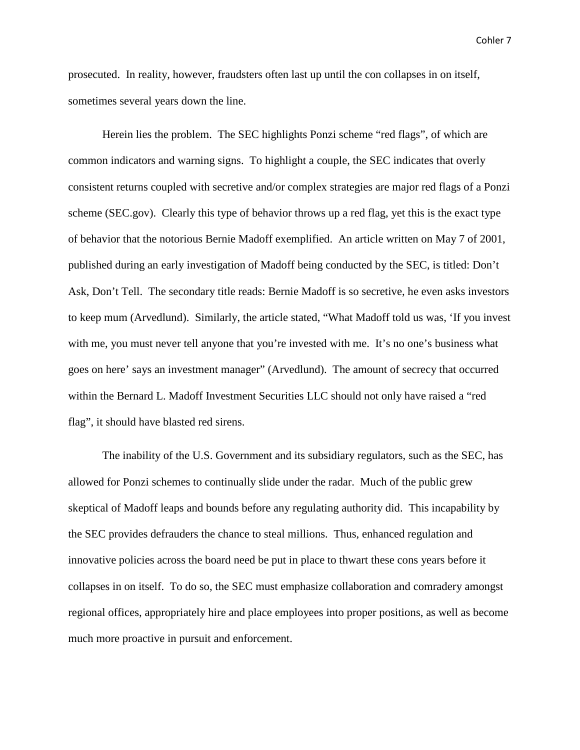prosecuted. In reality, however, fraudsters often last up until the con collapses in on itself, sometimes several years down the line.

Herein lies the problem. The SEC highlights Ponzi scheme "red flags", of which are common indicators and warning signs. To highlight a couple, the SEC indicates that overly consistent returns coupled with secretive and/or complex strategies are major red flags of a Ponzi scheme (SEC.gov). Clearly this type of behavior throws up a red flag, yet this is the exact type of behavior that the notorious Bernie Madoff exemplified. An article written on May 7 of 2001, published during an early investigation of Madoff being conducted by the SEC, is titled: Don't Ask, Don't Tell. The secondary title reads: Bernie Madoff is so secretive, he even asks investors to keep mum (Arvedlund). Similarly, the article stated, "What Madoff told us was, 'If you invest with me, you must never tell anyone that you're invested with me. It's no one's business what goes on here' says an investment manager" (Arvedlund). The amount of secrecy that occurred within the Bernard L. Madoff Investment Securities LLC should not only have raised a "red flag", it should have blasted red sirens.

The inability of the U.S. Government and its subsidiary regulators, such as the SEC, has allowed for Ponzi schemes to continually slide under the radar. Much of the public grew skeptical of Madoff leaps and bounds before any regulating authority did. This incapability by the SEC provides defrauders the chance to steal millions. Thus, enhanced regulation and innovative policies across the board need be put in place to thwart these cons years before it collapses in on itself. To do so, the SEC must emphasize collaboration and comradery amongst regional offices, appropriately hire and place employees into proper positions, as well as become much more proactive in pursuit and enforcement.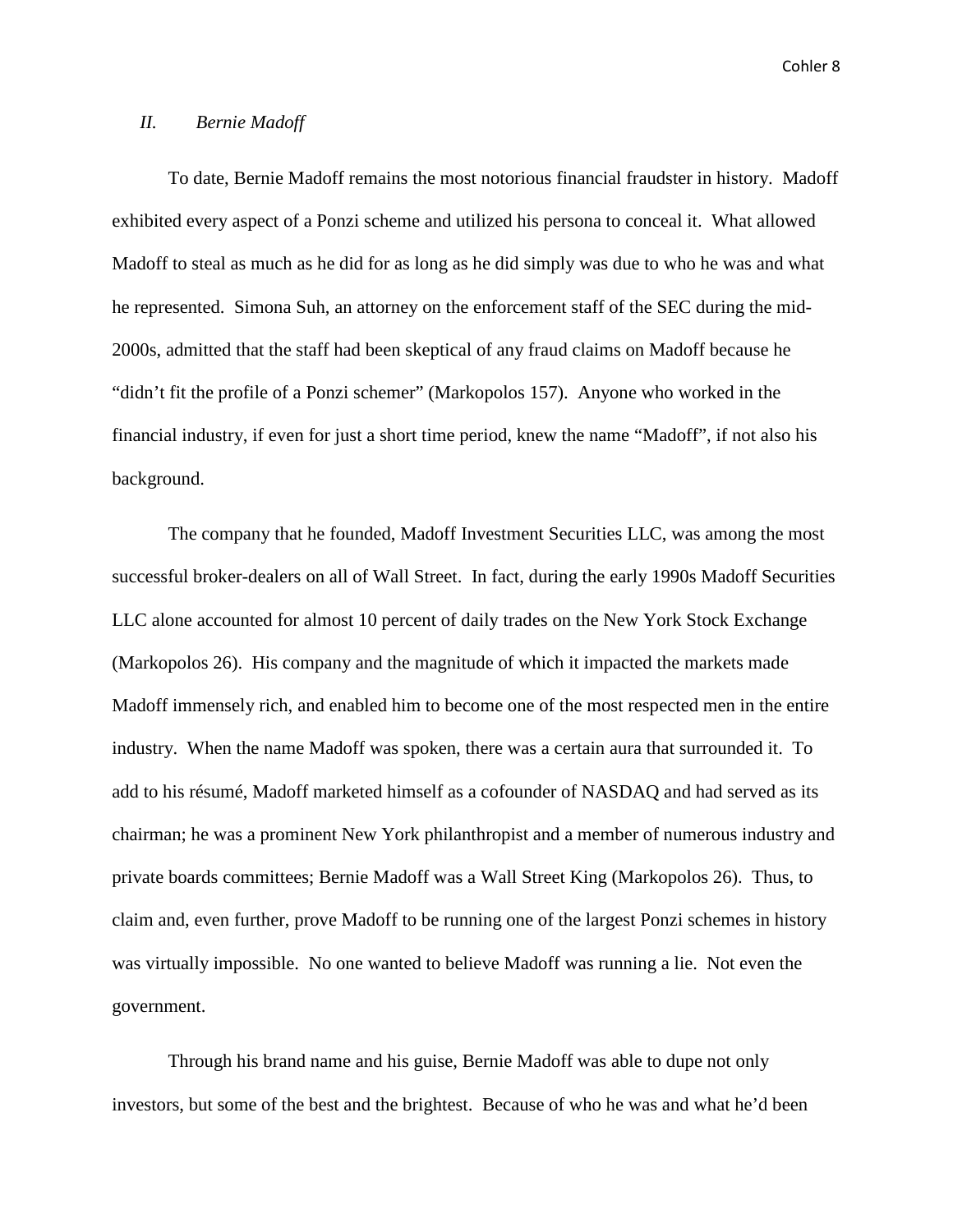## *II. Bernie Madoff*

To date, Bernie Madoff remains the most notorious financial fraudster in history. Madoff exhibited every aspect of a Ponzi scheme and utilized his persona to conceal it. What allowed Madoff to steal as much as he did for as long as he did simply was due to who he was and what he represented. Simona Suh, an attorney on the enforcement staff of the SEC during the mid-2000s, admitted that the staff had been skeptical of any fraud claims on Madoff because he "didn't fit the profile of a Ponzi schemer" (Markopolos 157). Anyone who worked in the financial industry, if even for just a short time period, knew the name "Madoff", if not also his background.

The company that he founded, Madoff Investment Securities LLC, was among the most successful broker-dealers on all of Wall Street. In fact, during the early 1990s Madoff Securities LLC alone accounted for almost 10 percent of daily trades on the New York Stock Exchange (Markopolos 26). His company and the magnitude of which it impacted the markets made Madoff immensely rich, and enabled him to become one of the most respected men in the entire industry. When the name Madoff was spoken, there was a certain aura that surrounded it. To add to his résumé, Madoff marketed himself as a cofounder of NASDAQ and had served as its chairman; he was a prominent New York philanthropist and a member of numerous industry and private boards committees; Bernie Madoff was a Wall Street King (Markopolos 26). Thus, to claim and, even further, prove Madoff to be running one of the largest Ponzi schemes in history was virtually impossible. No one wanted to believe Madoff was running a lie. Not even the government.

Through his brand name and his guise, Bernie Madoff was able to dupe not only investors, but some of the best and the brightest. Because of who he was and what he'd been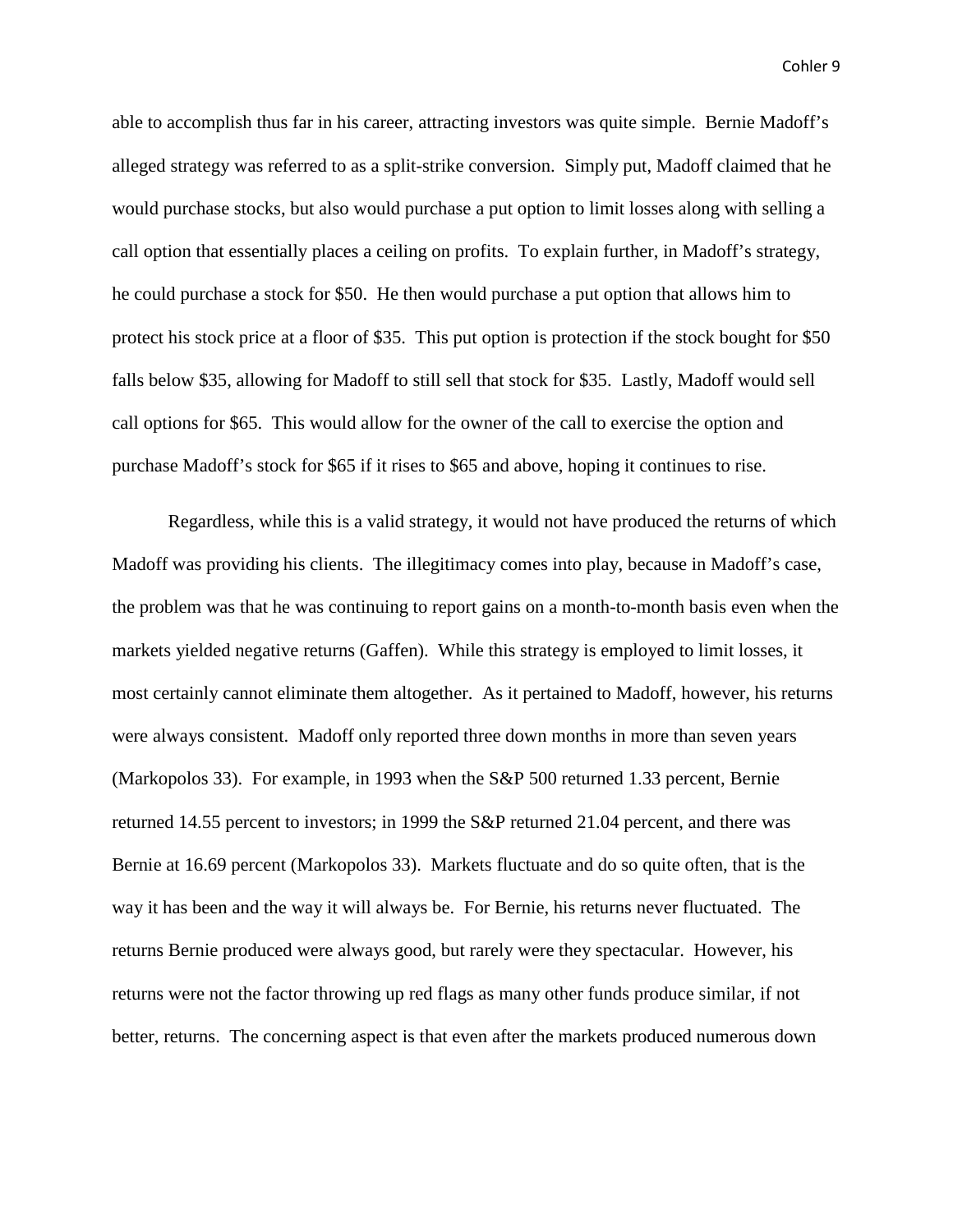able to accomplish thus far in his career, attracting investors was quite simple. Bernie Madoff's alleged strategy was referred to as a split-strike conversion. Simply put, Madoff claimed that he would purchase stocks, but also would purchase a put option to limit losses along with selling a call option that essentially places a ceiling on profits. To explain further, in Madoff's strategy, he could purchase a stock for $50. He then would purchase a put option that allows him to protect his stock price at a floor of $35. This put option is protection if the stock bought for $50 falls below $35, allowing for Madoff to still sell that stock for $35. Lastly, Madoff would sell call options for $65. This would allow for the owner of the call to exercise the option and purchase Madoff's stock for $65 if it rises to $65 and above, hoping it continues to rise.

Regardless, while this is a valid strategy, it would not have produced the returns of which Madoff was providing his clients. The illegitimacy comes into play, because in Madoff's case, the problem was that he was continuing to report gains on a month-to-month basis even when the markets yielded negative returns (Gaffen). While this strategy is employed to limit losses, it most certainly cannot eliminate them altogether. As it pertained to Madoff, however, his returns were always consistent. Madoff only reported three down months in more than seven years (Markopolos 33). For example, in 1993 when the S&P 500 returned 1.33 percent, Bernie returned 14.55 percent to investors; in 1999 the S&P returned 21.04 percent, and there was Bernie at 16.69 percent (Markopolos 33). Markets fluctuate and do so quite often, that is the way it has been and the way it will always be. For Bernie, his returns never fluctuated. The returns Bernie produced were always good, but rarely were they spectacular. However, his returns were not the factor throwing up red flags as many other funds produce similar, if not better, returns. The concerning aspect is that even after the markets produced numerous down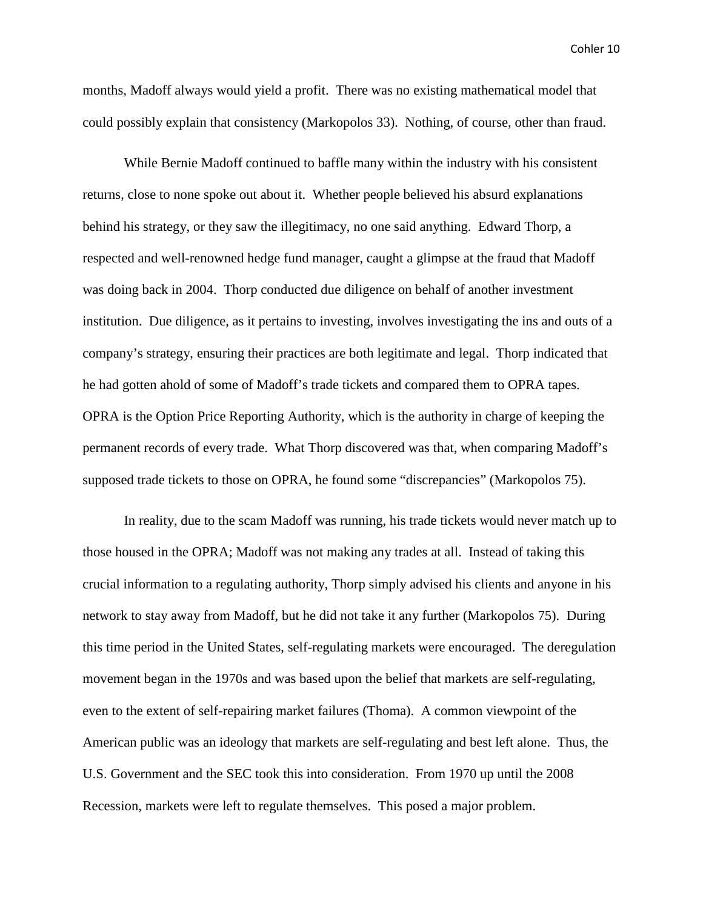months, Madoff always would yield a profit. There was no existing mathematical model that could possibly explain that consistency (Markopolos 33). Nothing, of course, other than fraud.

While Bernie Madoff continued to baffle many within the industry with his consistent returns, close to none spoke out about it. Whether people believed his absurd explanations behind his strategy, or they saw the illegitimacy, no one said anything. Edward Thorp, a respected and well-renowned hedge fund manager, caught a glimpse at the fraud that Madoff was doing back in 2004. Thorp conducted due diligence on behalf of another investment institution. Due diligence, as it pertains to investing, involves investigating the ins and outs of a company's strategy, ensuring their practices are both legitimate and legal. Thorp indicated that he had gotten ahold of some of Madoff's trade tickets and compared them to OPRA tapes. OPRA is the Option Price Reporting Authority, which is the authority in charge of keeping the permanent records of every trade. What Thorp discovered was that, when comparing Madoff's supposed trade tickets to those on OPRA, he found some "discrepancies" (Markopolos 75).

In reality, due to the scam Madoff was running, his trade tickets would never match up to those housed in the OPRA; Madoff was not making any trades at all. Instead of taking this crucial information to a regulating authority, Thorp simply advised his clients and anyone in his network to stay away from Madoff, but he did not take it any further (Markopolos 75). During this time period in the United States, self-regulating markets were encouraged. The deregulation movement began in the 1970s and was based upon the belief that markets are self-regulating, even to the extent of self-repairing market failures (Thoma). A common viewpoint of the American public was an ideology that markets are self-regulating and best left alone. Thus, the U.S. Government and the SEC took this into consideration. From 1970 up until the 2008 Recession, markets were left to regulate themselves. This posed a major problem.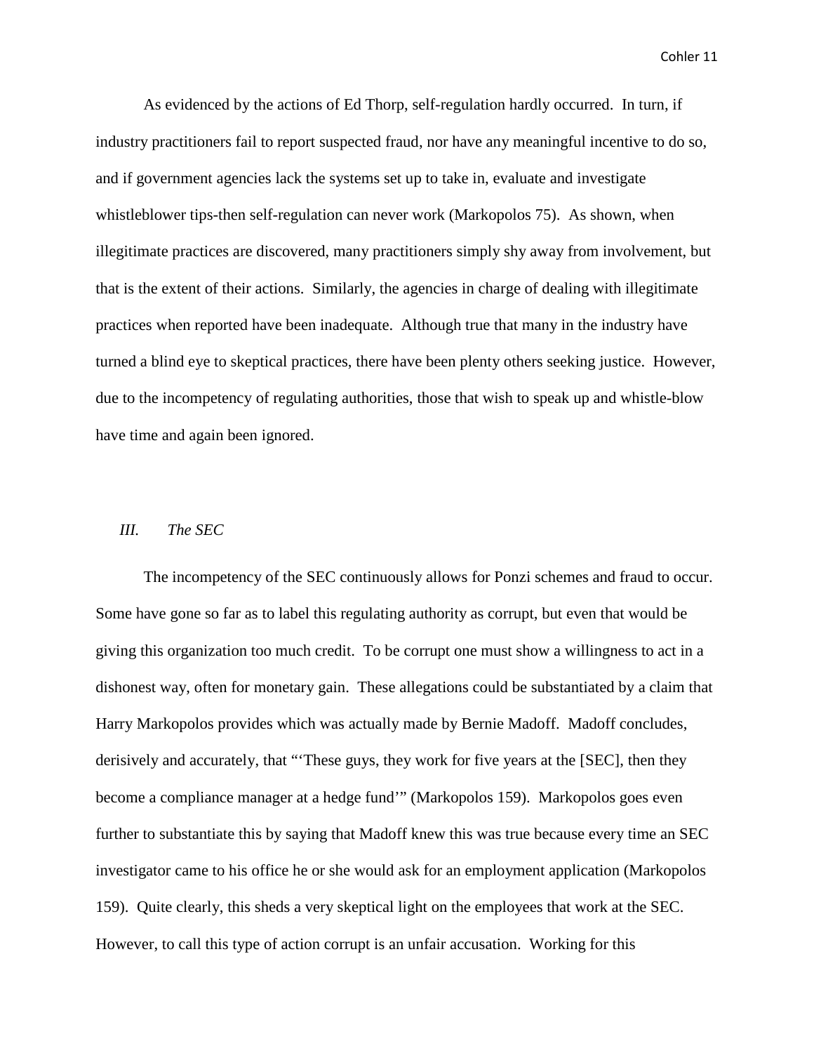As evidenced by the actions of Ed Thorp, self-regulation hardly occurred. In turn, if industry practitioners fail to report suspected fraud, nor have any meaningful incentive to do so, and if government agencies lack the systems set up to take in, evaluate and investigate whistleblower tips-then self-regulation can never work (Markopolos 75). As shown, when illegitimate practices are discovered, many practitioners simply shy away from involvement, but that is the extent of their actions. Similarly, the agencies in charge of dealing with illegitimate practices when reported have been inadequate. Although true that many in the industry have turned a blind eye to skeptical practices, there have been plenty others seeking justice. However, due to the incompetency of regulating authorities, those that wish to speak up and whistle-blow have time and again been ignored.

## *III. The SEC*

The incompetency of the SEC continuously allows for Ponzi schemes and fraud to occur. Some have gone so far as to label this regulating authority as corrupt, but even that would be giving this organization too much credit. To be corrupt one must show a willingness to act in a dishonest way, often for monetary gain. These allegations could be substantiated by a claim that Harry Markopolos provides which was actually made by Bernie Madoff. Madoff concludes, derisively and accurately, that "'These guys, they work for five years at the [SEC], then they become a compliance manager at a hedge fund'" (Markopolos 159). Markopolos goes even further to substantiate this by saying that Madoff knew this was true because every time an SEC investigator came to his office he or she would ask for an employment application (Markopolos 159). Quite clearly, this sheds a very skeptical light on the employees that work at the SEC. However, to call this type of action corrupt is an unfair accusation. Working for this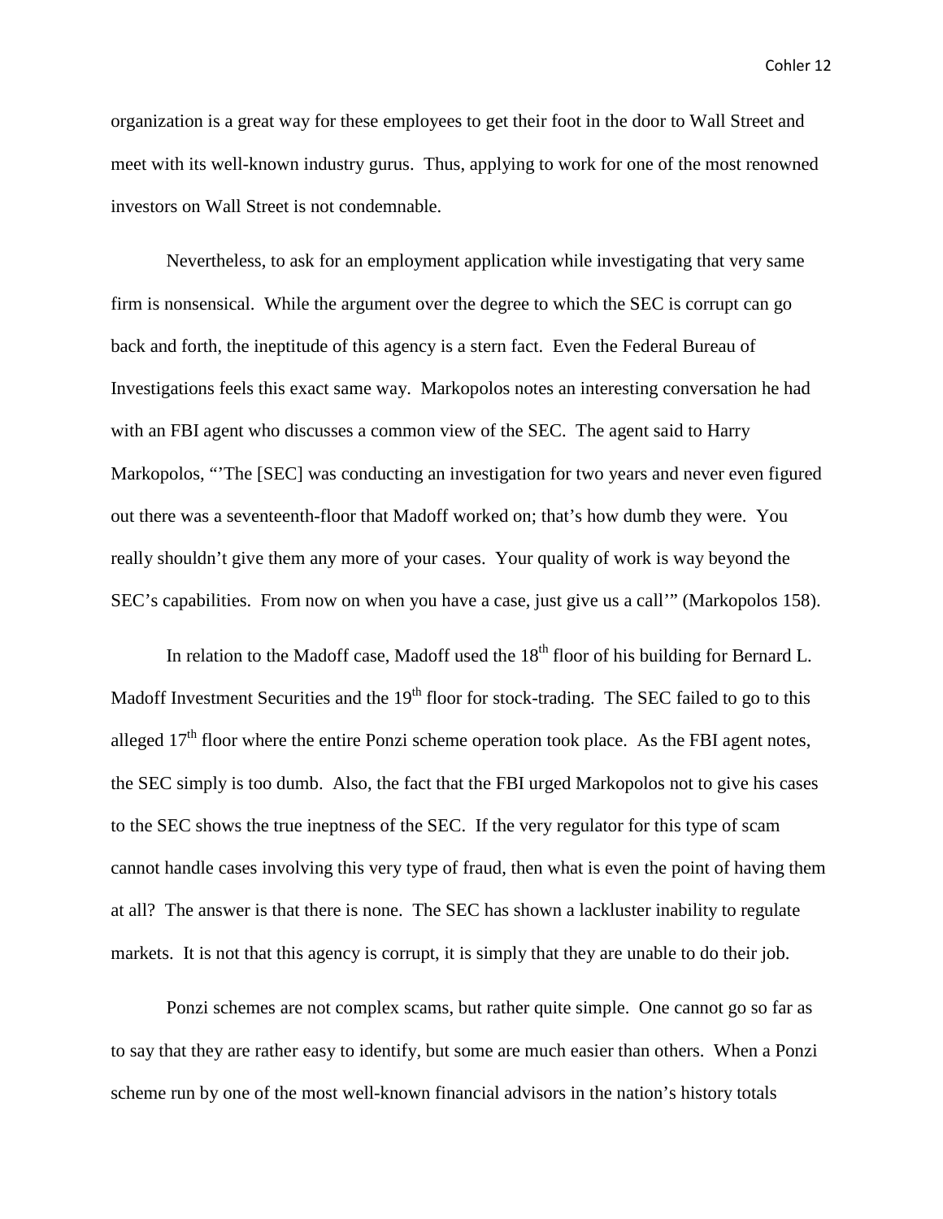organization is a great way for these employees to get their foot in the door to Wall Street and meet with its well-known industry gurus. Thus, applying to work for one of the most renowned investors on Wall Street is not condemnable.

Nevertheless, to ask for an employment application while investigating that very same firm is nonsensical. While the argument over the degree to which the SEC is corrupt can go back and forth, the ineptitude of this agency is a stern fact. Even the Federal Bureau of Investigations feels this exact same way. Markopolos notes an interesting conversation he had with an FBI agent who discusses a common view of the SEC. The agent said to Harry Markopolos, "'The [SEC] was conducting an investigation for two years and never even figured out there was a seventeenth-floor that Madoff worked on; that's how dumb they were. You really shouldn't give them any more of your cases. Your quality of work is way beyond the SEC's capabilities. From now on when you have a case, just give us a call'" (Markopolos 158).

In relation to the Madoff case, Madoff used the 18th floor of his building for Bernard L. Madoff Investment Securities and the 19th floor for stock-trading. The SEC failed to go to this alleged 17th floor where the entire Ponzi scheme operation took place. As the FBI agent notes, the SEC simply is too dumb. Also, the fact that the FBI urged Markopolos not to give his cases to the SEC shows the true ineptness of the SEC. If the very regulator for this type of scam cannot handle cases involving this very type of fraud, then what is even the point of having them at all? The answer is that there is none. The SEC has shown a lackluster inability to regulate markets. It is not that this agency is corrupt, it is simply that they are unable to do their job.

Ponzi schemes are not complex scams, but rather quite simple. One cannot go so far as to say that they are rather easy to identify, but some are much easier than others. When a Ponzi scheme run by one of the most well-known financial advisors in the nation's history totals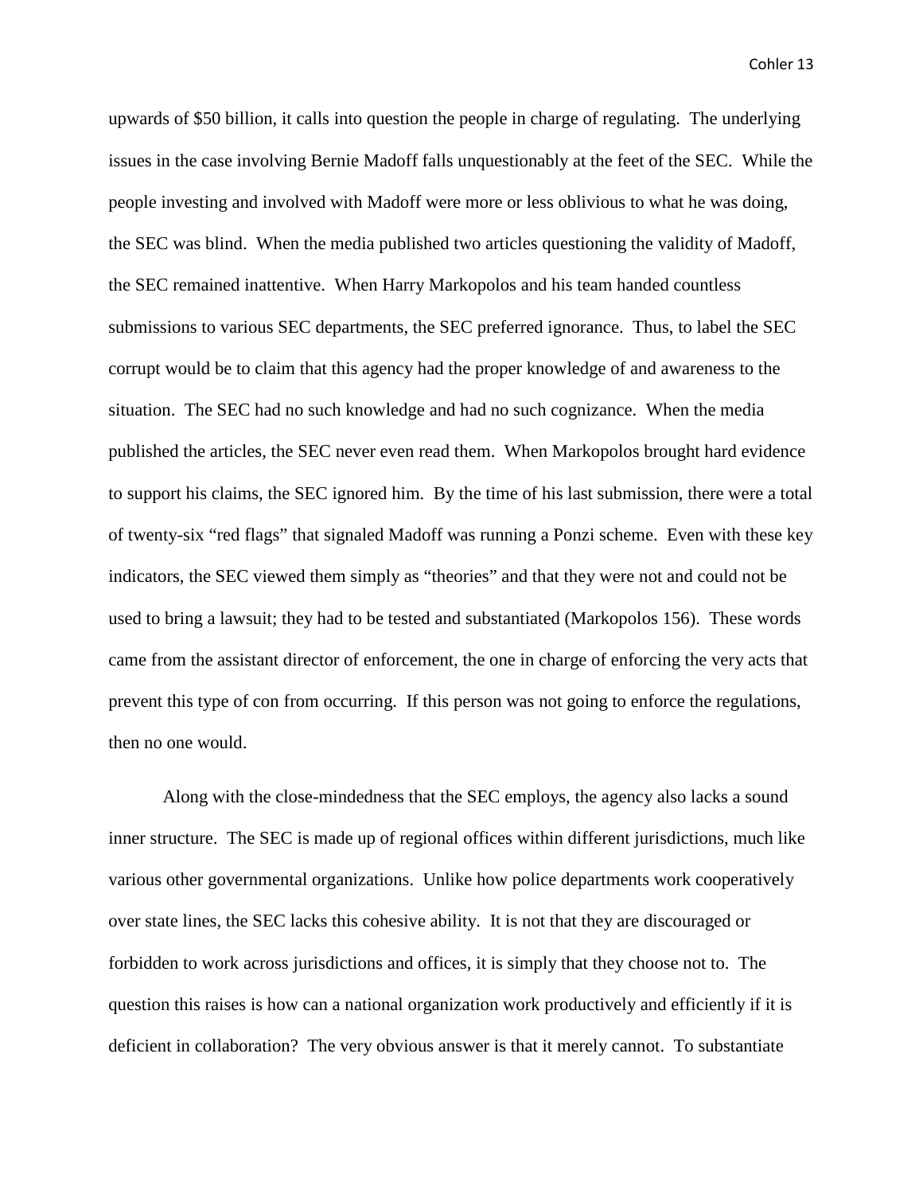upwards of $50 billion, it calls into question the people in charge of regulating. The underlying issues in the case involving Bernie Madoff falls unquestionably at the feet of the SEC. While the people investing and involved with Madoff were more or less oblivious to what he was doing, the SEC was blind. When the media published two articles questioning the validity of Madoff, the SEC remained inattentive. When Harry Markopolos and his team handed countless submissions to various SEC departments, the SEC preferred ignorance. Thus, to label the SEC corrupt would be to claim that this agency had the proper knowledge of and awareness to the situation. The SEC had no such knowledge and had no such cognizance. When the media published the articles, the SEC never even read them. When Markopolos brought hard evidence to support his claims, the SEC ignored him. By the time of his last submission, there were a total of twenty-six "red flags" that signaled Madoff was running a Ponzi scheme. Even with these key indicators, the SEC viewed them simply as "theories" and that they were not and could not be used to bring a lawsuit; they had to be tested and substantiated (Markopolos 156). These words came from the assistant director of enforcement, the one in charge of enforcing the very acts that prevent this type of con from occurring. If this person was not going to enforce the regulations, then no one would.

Along with the close-mindedness that the SEC employs, the agency also lacks a sound inner structure. The SEC is made up of regional offices within different jurisdictions, much like various other governmental organizations. Unlike how police departments work cooperatively over state lines, the SEC lacks this cohesive ability. It is not that they are discouraged or forbidden to work across jurisdictions and offices, it is simply that they choose not to. The question this raises is how can a national organization work productively and efficiently if it is deficient in collaboration? The very obvious answer is that it merely cannot. To substantiate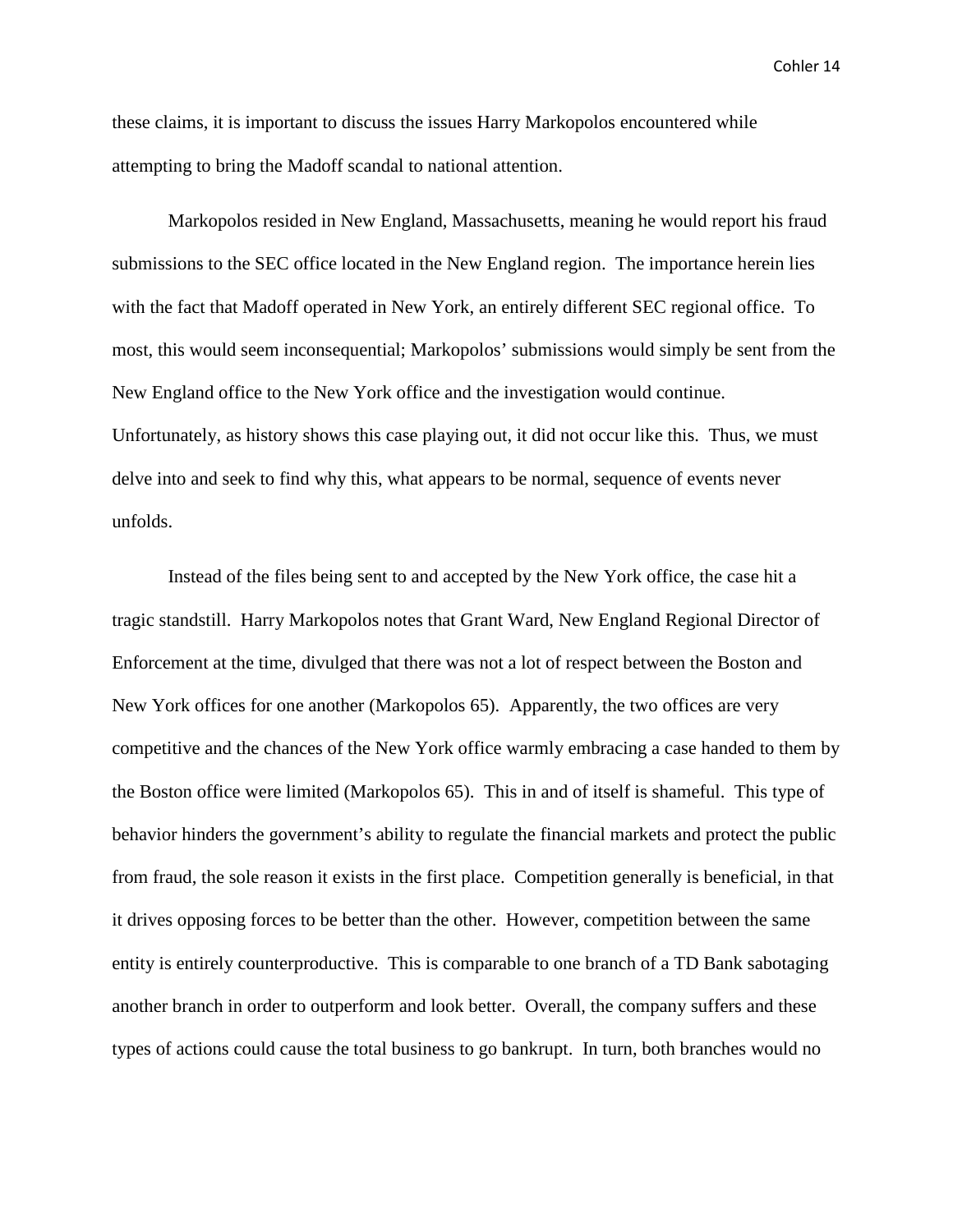these claims, it is important to discuss the issues Harry Markopolos encountered while attempting to bring the Madoff scandal to national attention.

Markopolos resided in New England, Massachusetts, meaning he would report his fraud submissions to the SEC office located in the New England region. The importance herein lies with the fact that Madoff operated in New York, an entirely different SEC regional office. To most, this would seem inconsequential; Markopolos' submissions would simply be sent from the New England office to the New York office and the investigation would continue. Unfortunately, as history shows this case playing out, it did not occur like this. Thus, we must delve into and seek to find why this, what appears to be normal, sequence of events never unfolds.

Instead of the files being sent to and accepted by the New York office, the case hit a tragic standstill. Harry Markopolos notes that Grant Ward, New England Regional Director of Enforcement at the time, divulged that there was not a lot of respect between the Boston and New York offices for one another (Markopolos 65). Apparently, the two offices are very competitive and the chances of the New York office warmly embracing a case handed to them by the Boston office were limited (Markopolos 65). This in and of itself is shameful. This type of behavior hinders the government's ability to regulate the financial markets and protect the public from fraud, the sole reason it exists in the first place. Competition generally is beneficial, in that it drives opposing forces to be better than the other. However, competition between the same entity is entirely counterproductive. This is comparable to one branch of a TD Bank sabotaging another branch in order to outperform and look better. Overall, the company suffers and these types of actions could cause the total business to go bankrupt. In turn, both branches would no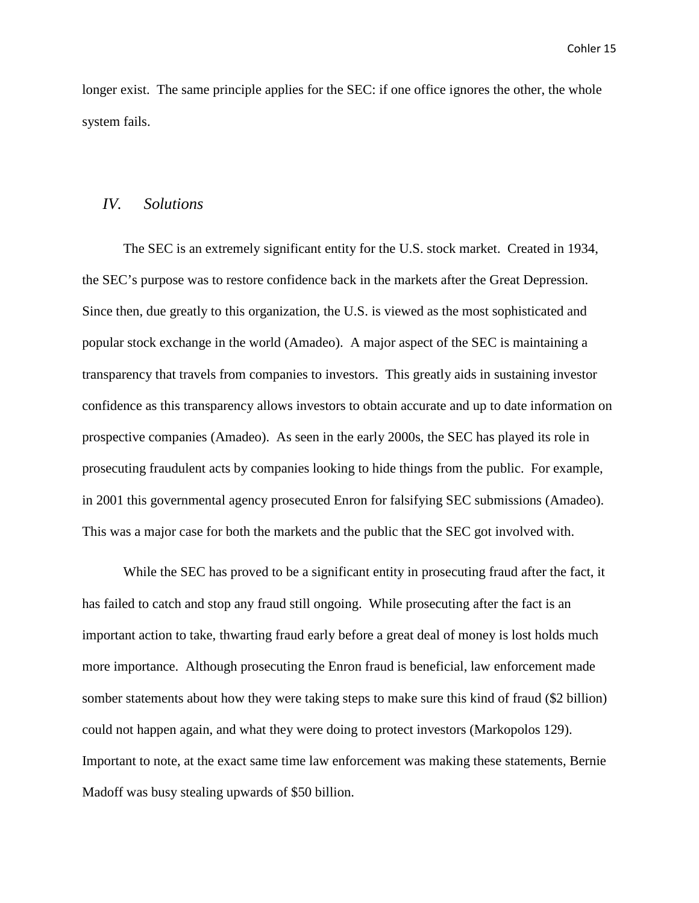longer exist. The same principle applies for the SEC: if one office ignores the other, the whole system fails.

## *IV. Solutions*

The SEC is an extremely significant entity for the U.S. stock market. Created in 1934, the SEC's purpose was to restore confidence back in the markets after the Great Depression. Since then, due greatly to this organization, the U.S. is viewed as the most sophisticated and popular stock exchange in the world (Amadeo). A major aspect of the SEC is maintaining a transparency that travels from companies to investors. This greatly aids in sustaining investor confidence as this transparency allows investors to obtain accurate and up to date information on prospective companies (Amadeo). As seen in the early 2000s, the SEC has played its role in prosecuting fraudulent acts by companies looking to hide things from the public. For example, in 2001 this governmental agency prosecuted Enron for falsifying SEC submissions (Amadeo). This was a major case for both the markets and the public that the SEC got involved with.

While the SEC has proved to be a significant entity in prosecuting fraud after the fact, it has failed to catch and stop any fraud still ongoing. While prosecuting after the fact is an important action to take, thwarting fraud early before a great deal of money is lost holds much more importance. Although prosecuting the Enron fraud is beneficial, law enforcement made somber statements about how they were taking steps to make sure this kind of fraud ($2 billion) could not happen again, and what they were doing to protect investors (Markopolos 129). Important to note, at the exact same time law enforcement was making these statements, Bernie Madoff was busy stealing upwards of $50 billion.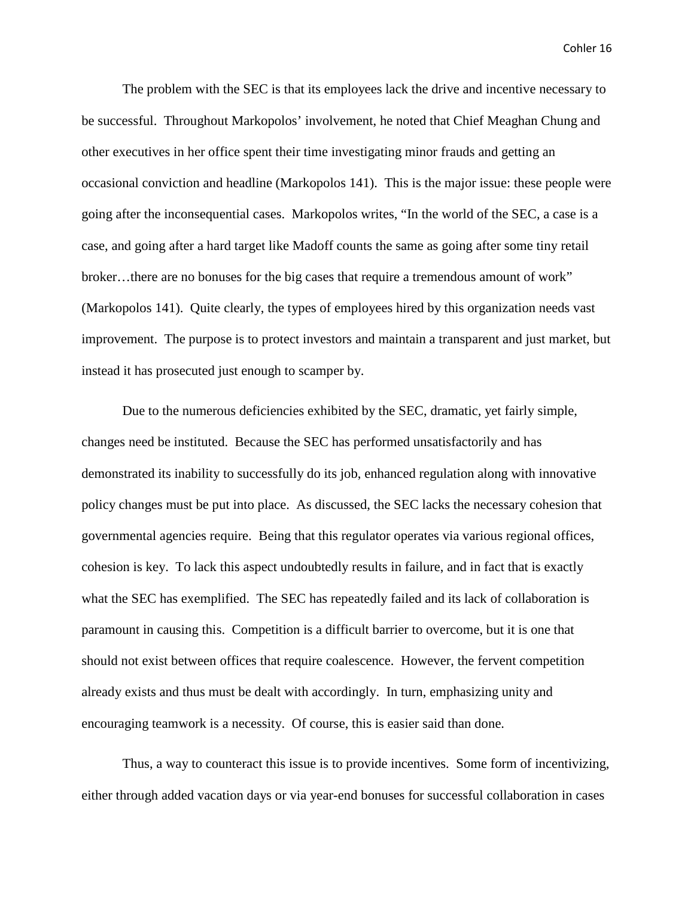The problem with the SEC is that its employees lack the drive and incentive necessary to be successful. Throughout Markopolos' involvement, he noted that Chief Meaghan Chung and other executives in her office spent their time investigating minor frauds and getting an occasional conviction and headline (Markopolos 141). This is the major issue: these people were going after the inconsequential cases. Markopolos writes, "In the world of the SEC, a case is a case, and going after a hard target like Madoff counts the same as going after some tiny retail broker…there are no bonuses for the big cases that require a tremendous amount of work" (Markopolos 141). Quite clearly, the types of employees hired by this organization needs vast improvement. The purpose is to protect investors and maintain a transparent and just market, but instead it has prosecuted just enough to scamper by.

Due to the numerous deficiencies exhibited by the SEC, dramatic, yet fairly simple, changes need be instituted. Because the SEC has performed unsatisfactorily and has demonstrated its inability to successfully do its job, enhanced regulation along with innovative policy changes must be put into place. As discussed, the SEC lacks the necessary cohesion that governmental agencies require. Being that this regulator operates via various regional offices, cohesion is key. To lack this aspect undoubtedly results in failure, and in fact that is exactly what the SEC has exemplified. The SEC has repeatedly failed and its lack of collaboration is paramount in causing this. Competition is a difficult barrier to overcome, but it is one that should not exist between offices that require coalescence. However, the fervent competition already exists and thus must be dealt with accordingly. In turn, emphasizing unity and encouraging teamwork is a necessity. Of course, this is easier said than done.

Thus, a way to counteract this issue is to provide incentives. Some form of incentivizing, either through added vacation days or via year-end bonuses for successful collaboration in cases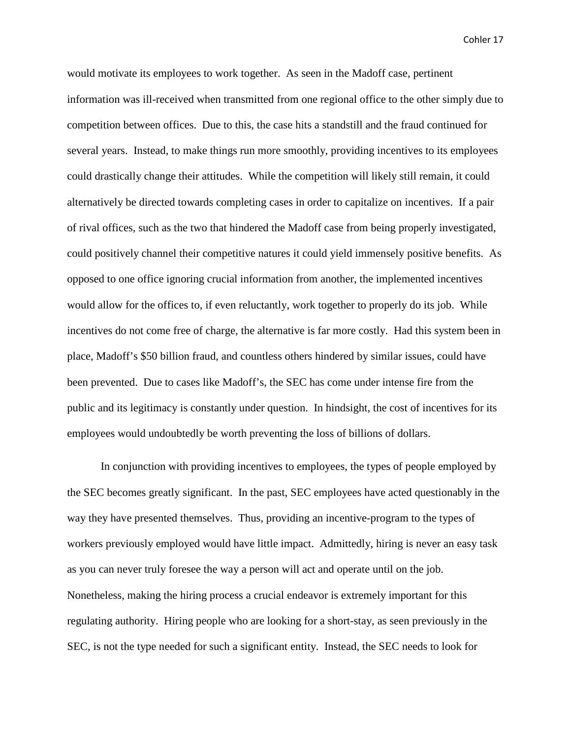would motivate its employees to work together. As seen in the Madoff case, pertinent information was ill-received when transmitted from one regional office to the other simply due to competition between offices. Due to this, the case hits a standstill and the fraud continued for several years. Instead, to make things run more smoothly, providing incentives to its employees could drastically change their attitudes. While the competition will likely still remain, it could alternatively be directed towards completing cases in order to capitalize on incentives. If a pair of rival offices, such as the two that hindered the Madoff case from being properly investigated, could positively channel their competitive natures it could yield immensely positive benefits. As opposed to one office ignoring crucial information from another, the implemented incentives would allow for the offices to, if even reluctantly, work together to properly do its job. While incentives do not come free of charge, the alternative is far more costly. Had this system been in place, Madoff's $50 billion fraud, and countless others hindered by similar issues, could have been prevented. Due to cases like Madoff's, the SEC has come under intense fire from the public and its legitimacy is constantly under question. In hindsight, the cost of incentives for its employees would undoubtedly be worth preventing the loss of billions of dollars.

In conjunction with providing incentives to employees, the types of people employed by the SEC becomes greatly significant. In the past, SEC employees have acted questionably in the way they have presented themselves. Thus, providing an incentive-program to the types of workers previously employed would have little impact. Admittedly, hiring is never an easy task as you can never truly foresee the way a person will act and operate until on the job. Nonetheless, making the hiring process a crucial endeavor is extremely important for this regulating authority. Hiring people who are looking for a short-stay, as seen previously in the SEC, is not the type needed for such a significant entity. Instead, the SEC needs to look for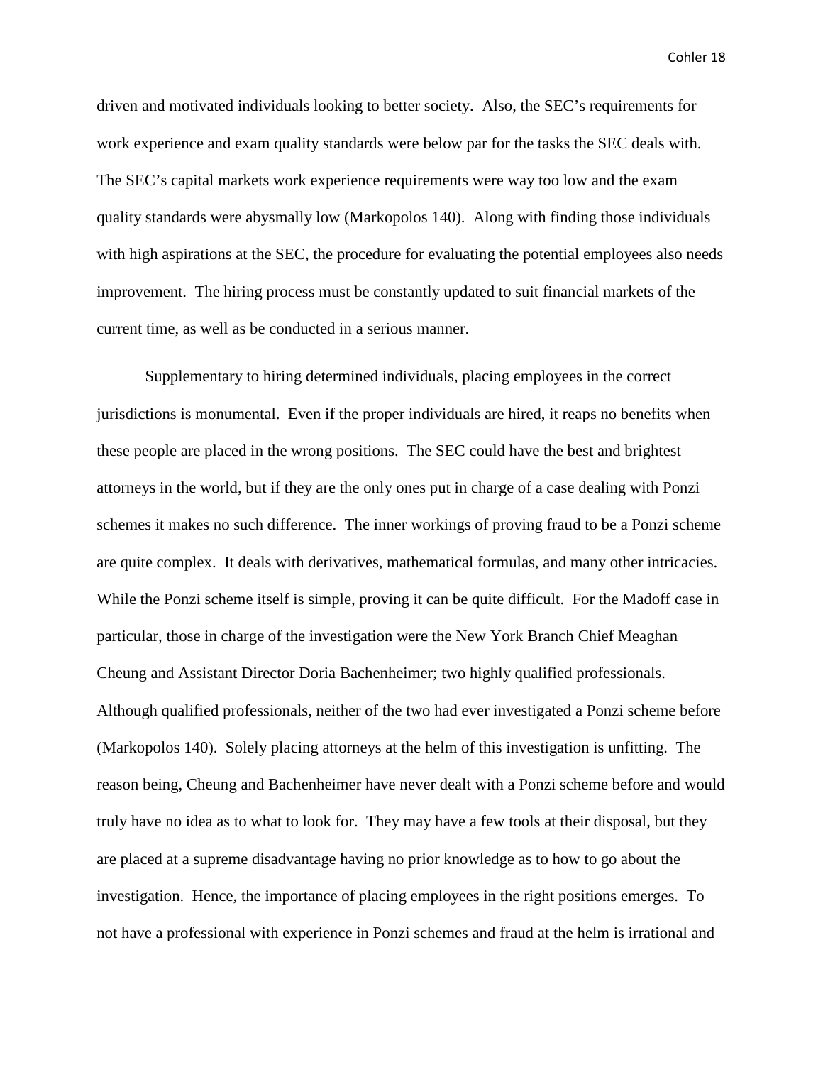driven and motivated individuals looking to better society. Also, the SEC's requirements for work experience and exam quality standards were below par for the tasks the SEC deals with. The SEC's capital markets work experience requirements were way too low and the exam quality standards were abysmally low (Markopolos 140). Along with finding those individuals with high aspirations at the SEC, the procedure for evaluating the potential employees also needs improvement. The hiring process must be constantly updated to suit financial markets of the current time, as well as be conducted in a serious manner.

Supplementary to hiring determined individuals, placing employees in the correct jurisdictions is monumental. Even if the proper individuals are hired, it reaps no benefits when these people are placed in the wrong positions. The SEC could have the best and brightest attorneys in the world, but if they are the only ones put in charge of a case dealing with Ponzi schemes it makes no such difference. The inner workings of proving fraud to be a Ponzi scheme are quite complex. It deals with derivatives, mathematical formulas, and many other intricacies. While the Ponzi scheme itself is simple, proving it can be quite difficult. For the Madoff case in particular, those in charge of the investigation were the New York Branch Chief Meaghan Cheung and Assistant Director Doria Bachenheimer; two highly qualified professionals. Although qualified professionals, neither of the two had ever investigated a Ponzi scheme before (Markopolos 140). Solely placing attorneys at the helm of this investigation is unfitting. The reason being, Cheung and Bachenheimer have never dealt with a Ponzi scheme before and would truly have no idea as to what to look for. They may have a few tools at their disposal, but they are placed at a supreme disadvantage having no prior knowledge as to how to go about the investigation. Hence, the importance of placing employees in the right positions emerges. To not have a professional with experience in Ponzi schemes and fraud at the helm is irrational and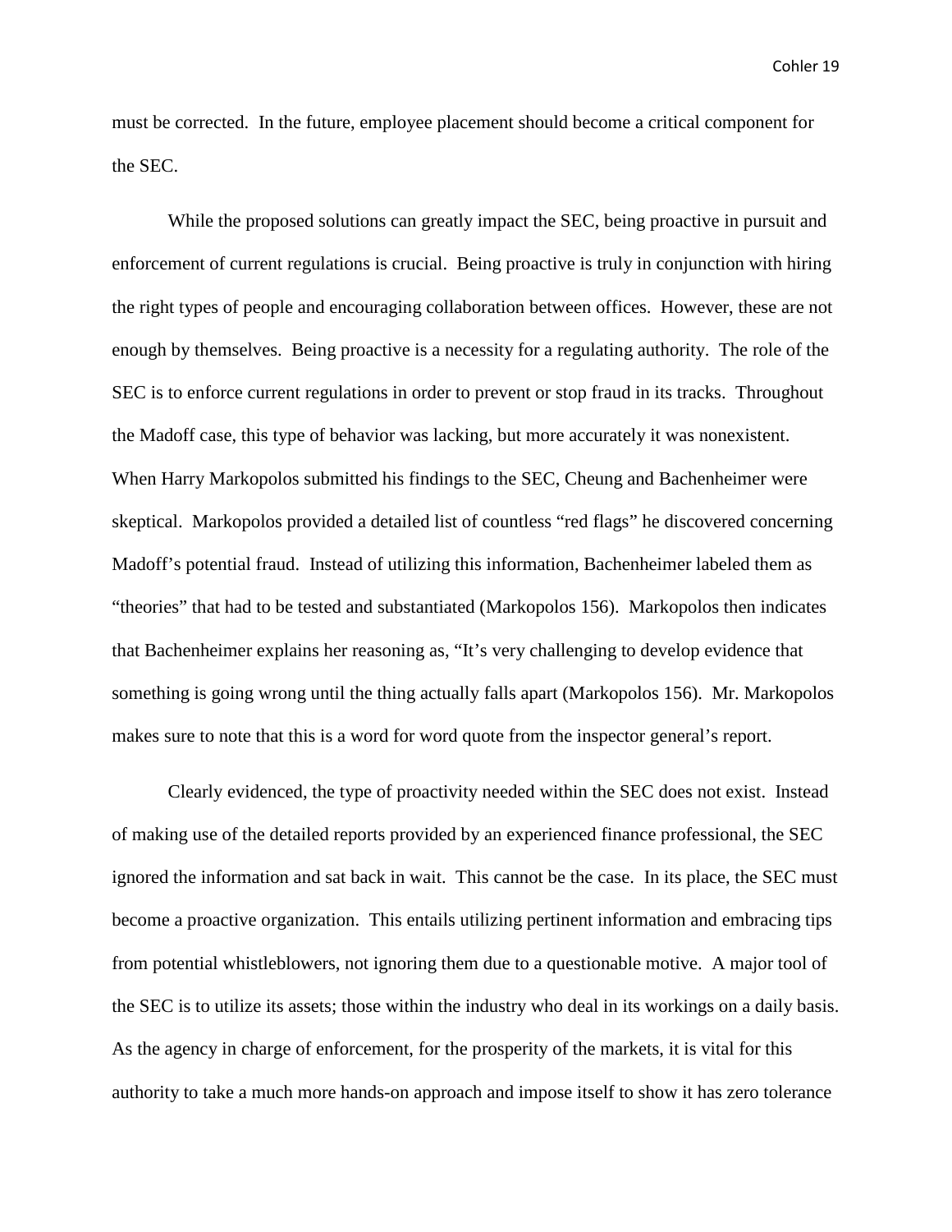must be corrected. In the future, employee placement should become a critical component for the SEC.

While the proposed solutions can greatly impact the SEC, being proactive in pursuit and enforcement of current regulations is crucial. Being proactive is truly in conjunction with hiring the right types of people and encouraging collaboration between offices. However, these are not enough by themselves. Being proactive is a necessity for a regulating authority. The role of the SEC is to enforce current regulations in order to prevent or stop fraud in its tracks. Throughout the Madoff case, this type of behavior was lacking, but more accurately it was nonexistent. When Harry Markopolos submitted his findings to the SEC, Cheung and Bachenheimer were skeptical. Markopolos provided a detailed list of countless "red flags" he discovered concerning Madoff's potential fraud. Instead of utilizing this information, Bachenheimer labeled them as "theories" that had to be tested and substantiated (Markopolos 156). Markopolos then indicates that Bachenheimer explains her reasoning as, "It's very challenging to develop evidence that something is going wrong until the thing actually falls apart (Markopolos 156). Mr. Markopolos makes sure to note that this is a word for word quote from the inspector general's report.

Clearly evidenced, the type of proactivity needed within the SEC does not exist. Instead of making use of the detailed reports provided by an experienced finance professional, the SEC ignored the information and sat back in wait. This cannot be the case. In its place, the SEC must become a proactive organization. This entails utilizing pertinent information and embracing tips from potential whistleblowers, not ignoring them due to a questionable motive. A major tool of the SEC is to utilize its assets; those within the industry who deal in its workings on a daily basis. As the agency in charge of enforcement, for the prosperity of the markets, it is vital for this authority to take a much more hands-on approach and impose itself to show it has zero tolerance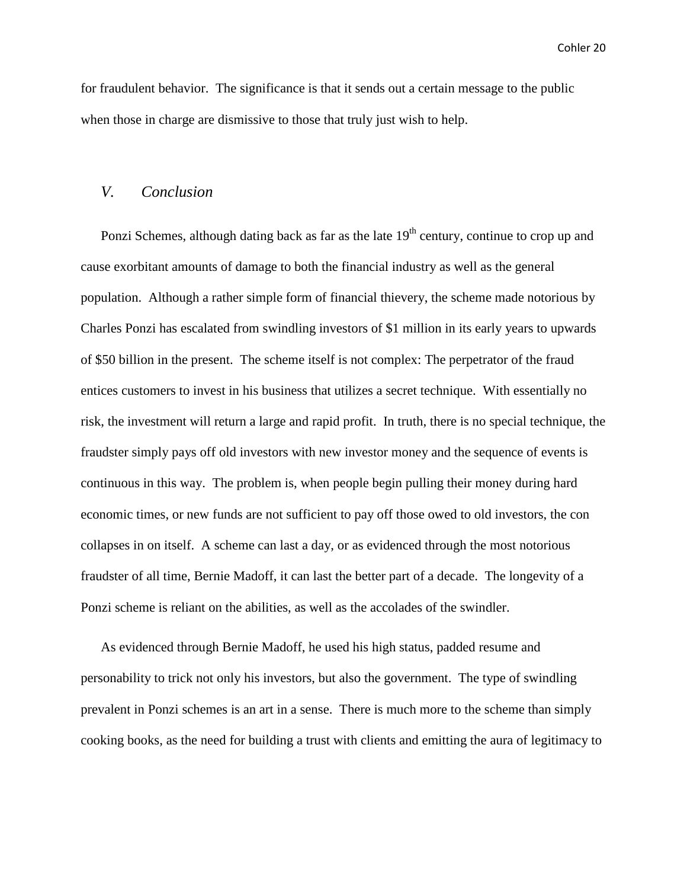for fraudulent behavior. The significance is that it sends out a certain message to the public when those in charge are dismissive to those that truly just wish to help.

## *V. Conclusion*

Ponzi Schemes, although dating back as far as the late 19th century, continue to crop up and cause exorbitant amounts of damage to both the financial industry as well as the general population. Although a rather simple form of financial thievery, the scheme made notorious by Charles Ponzi has escalated from swindling investors of $1 million in its early years to upwards of $50 billion in the present. The scheme itself is not complex: The perpetrator of the fraud entices customers to invest in his business that utilizes a secret technique. With essentially no risk, the investment will return a large and rapid profit. In truth, there is no special technique, the fraudster simply pays off old investors with new investor money and the sequence of events is continuous in this way. The problem is, when people begin pulling their money during hard economic times, or new funds are not sufficient to pay off those owed to old investors, the con collapses in on itself. A scheme can last a day, or as evidenced through the most notorious fraudster of all time, Bernie Madoff, it can last the better part of a decade. The longevity of a Ponzi scheme is reliant on the abilities, as well as the accolades of the swindler.

As evidenced through Bernie Madoff, he used his high status, padded resume and personability to trick not only his investors, but also the government. The type of swindling prevalent in Ponzi schemes is an art in a sense. There is much more to the scheme than simply cooking books, as the need for building a trust with clients and emitting the aura of legitimacy to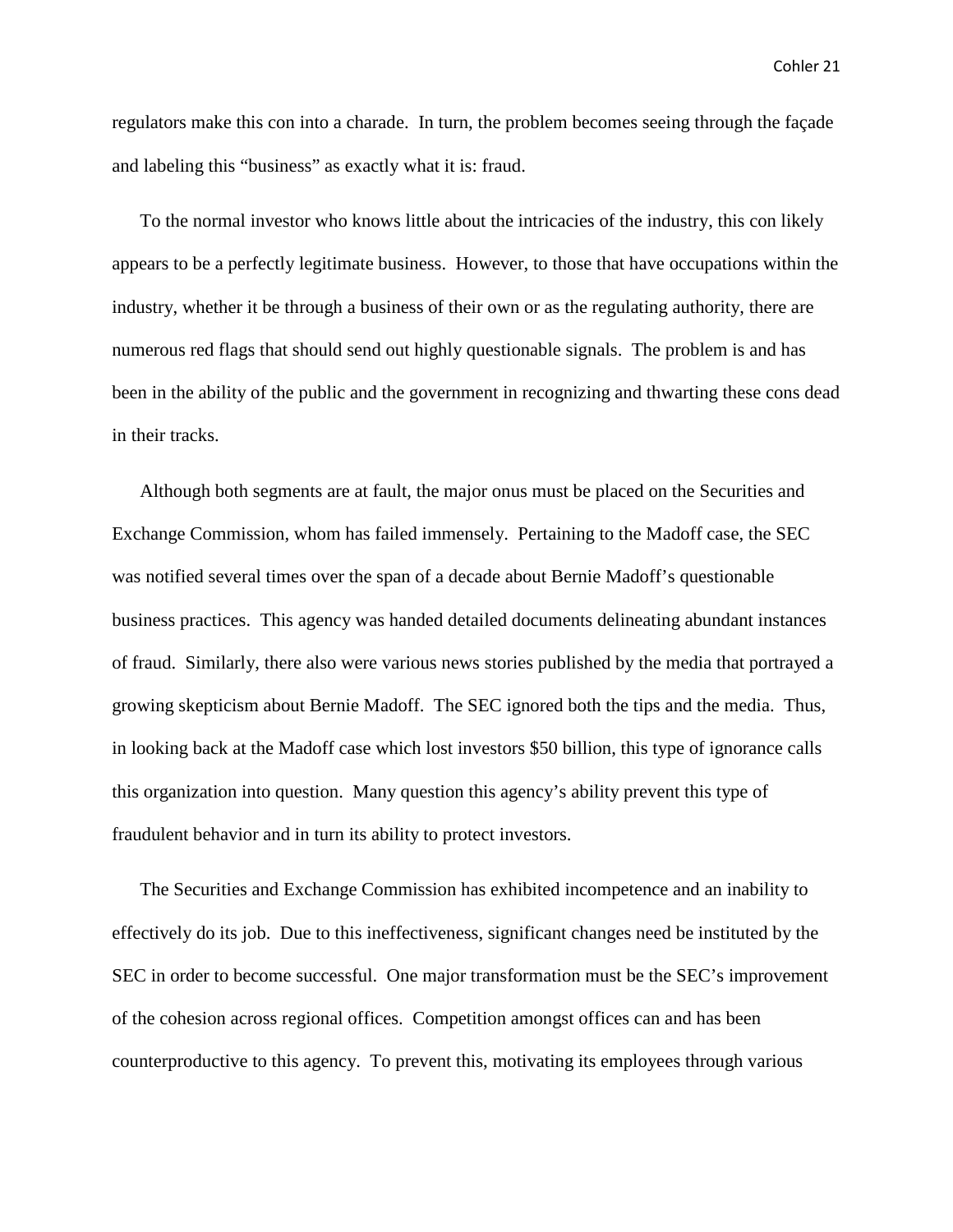regulators make this con into a charade. In turn, the problem becomes seeing through the façade and labeling this "business" as exactly what it is: fraud.

To the normal investor who knows little about the intricacies of the industry, this con likely appears to be a perfectly legitimate business. However, to those that have occupations within the industry, whether it be through a business of their own or as the regulating authority, there are numerous red flags that should send out highly questionable signals. The problem is and has been in the ability of the public and the government in recognizing and thwarting these cons dead in their tracks.

Although both segments are at fault, the major onus must be placed on the Securities and Exchange Commission, whom has failed immensely. Pertaining to the Madoff case, the SEC was notified several times over the span of a decade about Bernie Madoff's questionable business practices. This agency was handed detailed documents delineating abundant instances of fraud. Similarly, there also were various news stories published by the media that portrayed a growing skepticism about Bernie Madoff. The SEC ignored both the tips and the media. Thus, in looking back at the Madoff case which lost investors $50 billion, this type of ignorance calls this organization into question. Many question this agency's ability prevent this type of fraudulent behavior and in turn its ability to protect investors.

The Securities and Exchange Commission has exhibited incompetence and an inability to effectively do its job. Due to this ineffectiveness, significant changes need be instituted by the SEC in order to become successful. One major transformation must be the SEC's improvement of the cohesion across regional offices. Competition amongst offices can and has been counterproductive to this agency. To prevent this, motivating its employees through various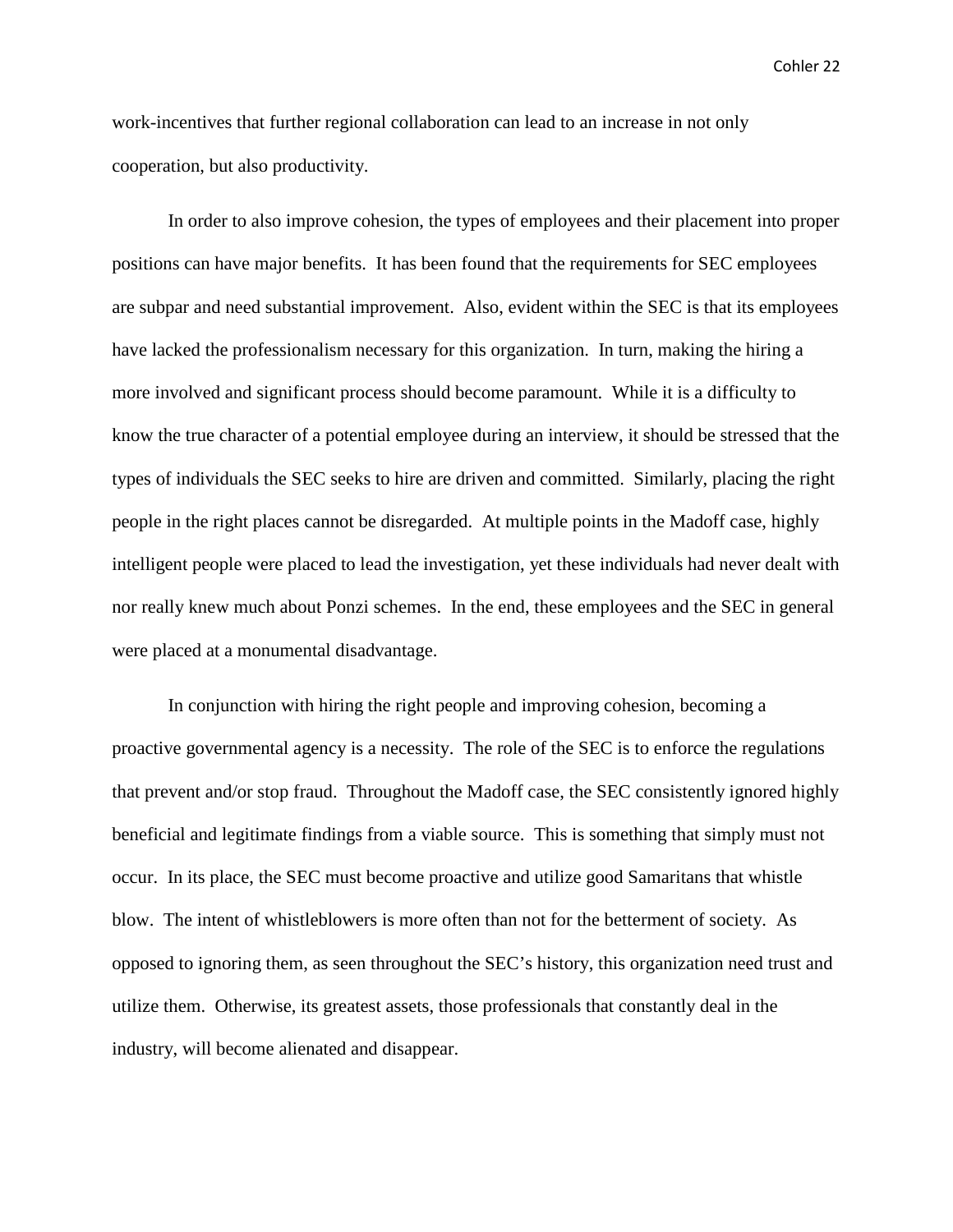work-incentives that further regional collaboration can lead to an increase in not only cooperation, but also productivity.

In order to also improve cohesion, the types of employees and their placement into proper positions can have major benefits. It has been found that the requirements for SEC employees are subpar and need substantial improvement. Also, evident within the SEC is that its employees have lacked the professionalism necessary for this organization. In turn, making the hiring a more involved and significant process should become paramount. While it is a difficulty to know the true character of a potential employee during an interview, it should be stressed that the types of individuals the SEC seeks to hire are driven and committed. Similarly, placing the right people in the right places cannot be disregarded. At multiple points in the Madoff case, highly intelligent people were placed to lead the investigation, yet these individuals had never dealt with nor really knew much about Ponzi schemes. In the end, these employees and the SEC in general were placed at a monumental disadvantage.

In conjunction with hiring the right people and improving cohesion, becoming a proactive governmental agency is a necessity. The role of the SEC is to enforce the regulations that prevent and/or stop fraud. Throughout the Madoff case, the SEC consistently ignored highly beneficial and legitimate findings from a viable source. This is something that simply must not occur. In its place, the SEC must become proactive and utilize good Samaritans that whistle blow. The intent of whistleblowers is more often than not for the betterment of society. As opposed to ignoring them, as seen throughout the SEC's history, this organization need trust and utilize them. Otherwise, its greatest assets, those professionals that constantly deal in the industry, will become alienated and disappear.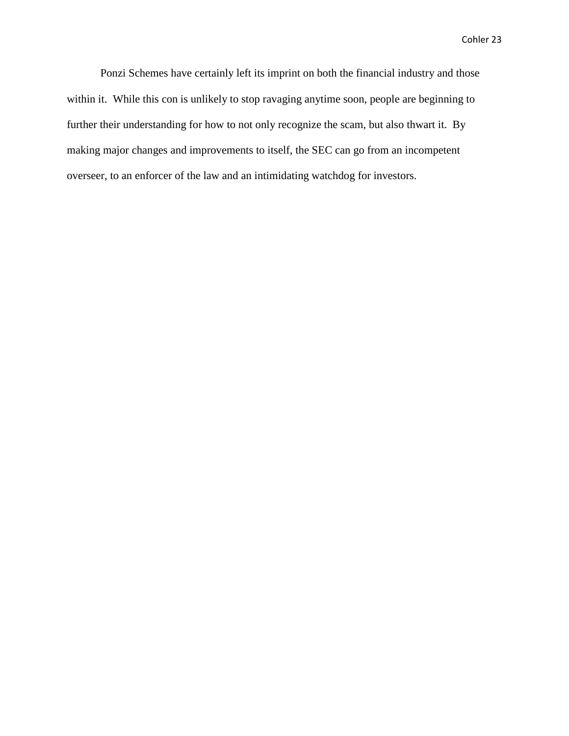Ponzi Schemes have certainly left its imprint on both the financial industry and those within it.  While this con is unlikely to stop ravaging anytime soon, people are beginning to further their understanding for how to not only recognize the scam, but also thwart it.  By making major changes and improvements to itself, the SEC can go from an incompetent overseer, to an enforcer of the law and an intimidating watchdog for investors.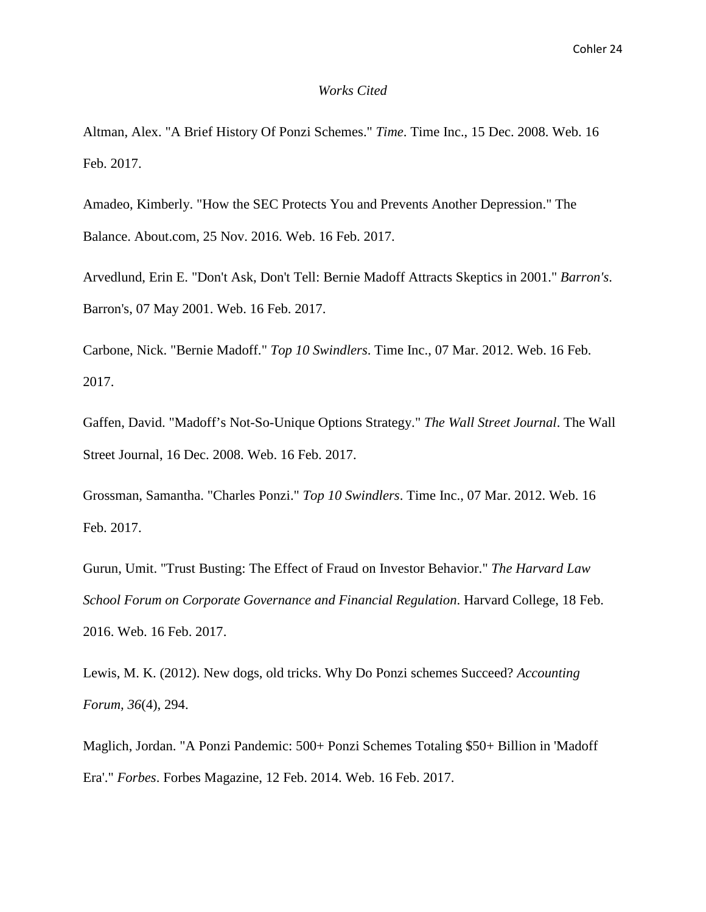*Works Cited*

Altman, Alex. "A Brief History Of Ponzi Schemes." *Time*. Time Inc., 15 Dec. 2008. Web. 16 Feb. 2017.

Amadeo, Kimberly. "How the SEC Protects You and Prevents Another Depression." The Balance. About.com, 25 Nov. 2016. Web. 16 Feb. 2017.

Arvedlund, Erin E. "Don't Ask, Don't Tell: Bernie Madoff Attracts Skeptics in 2001." *Barron's*. Barron's, 07 May 2001. Web. 16 Feb. 2017.

Carbone, Nick. "Bernie Madoff." *Top 10 Swindlers*. Time Inc., 07 Mar. 2012. Web. 16 Feb. 2017.

Gaffen, David. "Madoff's Not-So-Unique Options Strategy." *The Wall Street Journal*. The Wall Street Journal, 16 Dec. 2008. Web. 16 Feb. 2017.

Grossman, Samantha. "Charles Ponzi." *Top 10 Swindlers*. Time Inc., 07 Mar. 2012. Web. 16 Feb. 2017.

Gurun, Umit. "Trust Busting: The Effect of Fraud on Investor Behavior." *The Harvard Law School Forum on Corporate Governance and Financial Regulation*. Harvard College, 18 Feb. 2016. Web. 16 Feb. 2017.

Lewis, M. K. (2012). New dogs, old tricks. Why Do Ponzi schemes Succeed? *Accounting Forum, 36*(4), 294.

Maglich, Jordan. "A Ponzi Pandemic: 500+ Ponzi Schemes Totaling $50+ Billion in 'Madoff Era'." *Forbes*. Forbes Magazine, 12 Feb. 2014. Web. 16 Feb. 2017.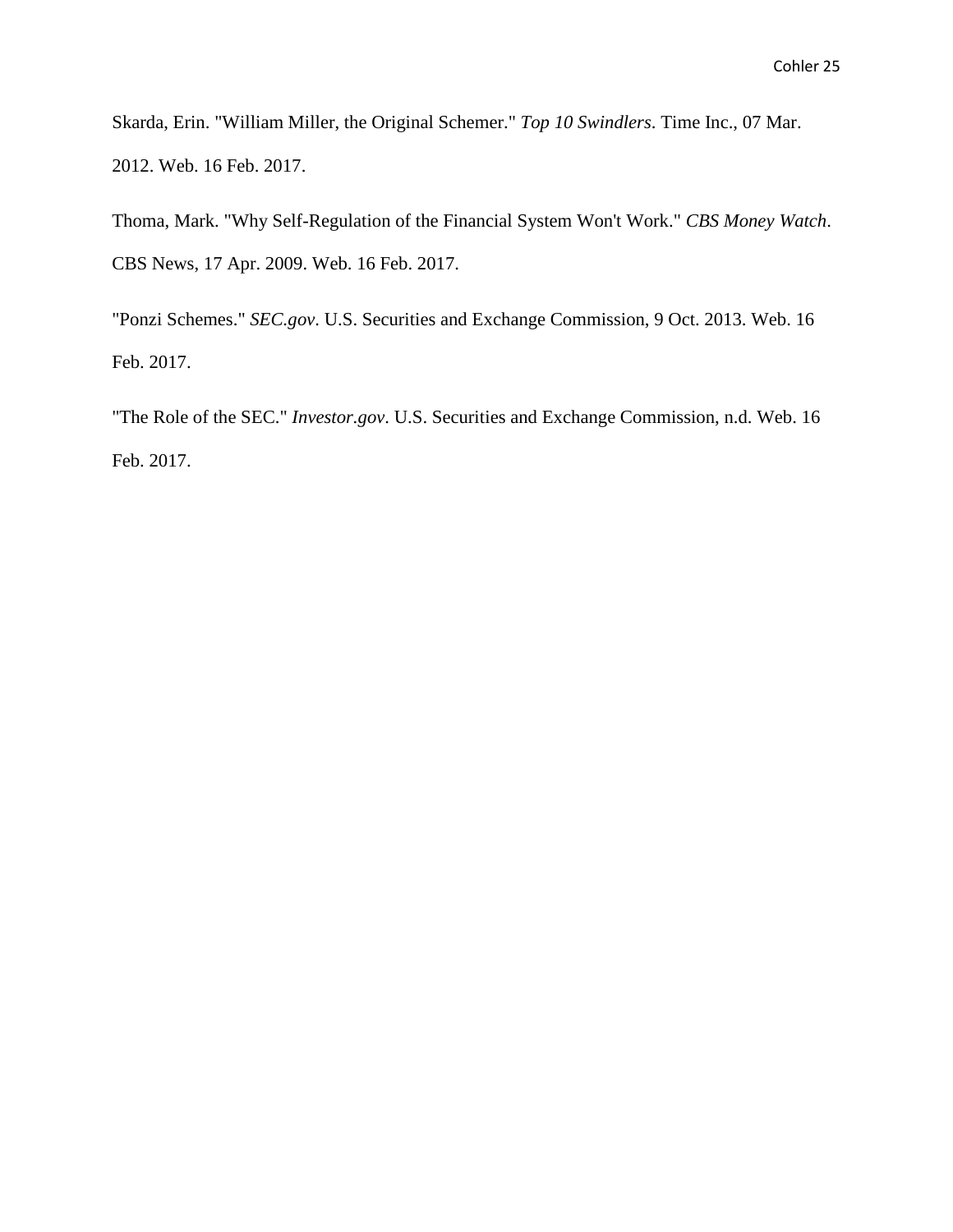Skarda, Erin. "William Miller, the Original Schemer." *Top 10 Swindlers*. Time Inc., 07 Mar. 2012. Web. 16 Feb. 2017.

Thoma, Mark. "Why Self-Regulation of the Financial System Won't Work." *CBS Money Watch*. CBS News, 17 Apr. 2009. Web. 16 Feb. 2017.

"Ponzi Schemes." *SEC.gov*. U.S. Securities and Exchange Commission, 9 Oct. 2013. Web. 16 Feb. 2017.

"The Role of the SEC." *Investor.gov*. U.S. Securities and Exchange Commission, n.d. Web. 16 Feb. 2017.